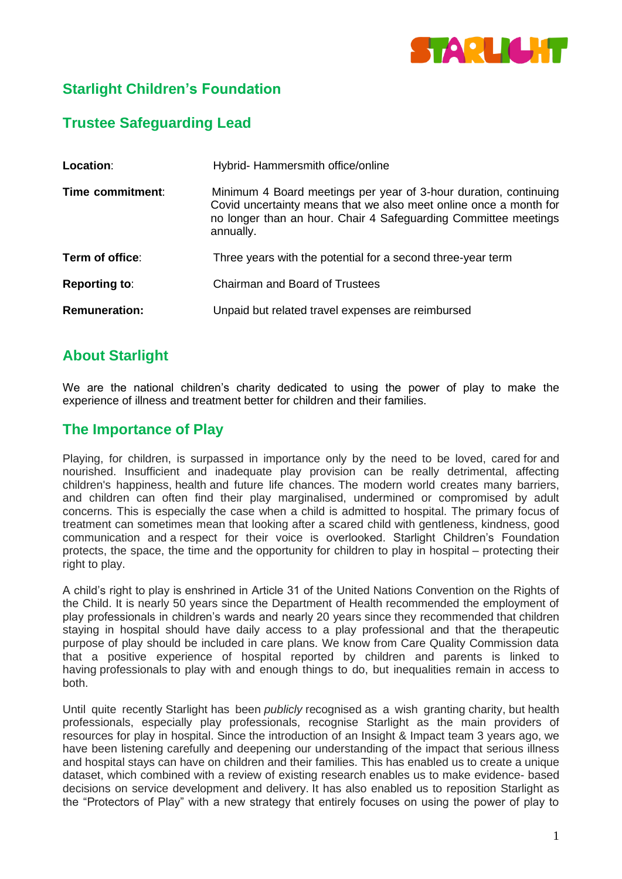# Starlight Children's Foundation

## Trustee Safeguarding Lead

| | |
|---|---|
| **Location**: | Hybrid- Hammersmith office/online |
| **Time commitment**: | Minimum 4 Board meetings per year of 3-hour duration, continuing Covid uncertainty means that we also meet online once a month for no longer than an hour. Chair 4 Safeguarding Committee meetings annually. |
| **Term of office**: | Three years with the potential for a second three-year term |
| **Reporting to**: | Chairman and Board of Trustees |
| **Remuneration:** | Unpaid but related travel expenses are reimbursed |

## About Starlight

We are the national children's charity dedicated to using the power of play to make the experience of illness and treatment better for children and their families.

## The Importance of Play

Playing, for children, is surpassed in importance only by the need to be loved, cared for and nourished. Insufficient and inadequate play provision can be really detrimental, affecting children's happiness, health and future life chances. The modern world creates many barriers, and children can often find their play marginalised, undermined or compromised by adult concerns. This is especially the case when a child is admitted to hospital. The primary focus of treatment can sometimes mean that looking after a scared child with gentleness, kindness, good communication and a respect for their voice is overlooked. Starlight Children's Foundation protects, the space, the time and the opportunity for children to play in hospital – protecting their right to play.

A child's right to play is enshrined in Article 31 of the United Nations Convention on the Rights of the Child. It is nearly 50 years since the Department of Health recommended the employment of play professionals in children's wards and nearly 20 years since they recommended that children staying in hospital should have daily access to a play professional and that the therapeutic purpose of play should be included in care plans. We know from Care Quality Commission data that a positive experience of hospital reported by children and parents is linked to having professionals to play with and enough things to do, but inequalities remain in access to both.

Until quite recently Starlight has been *publicly* recognised as a wish granting charity, but health professionals, especially play professionals, recognise Starlight as the main providers of resources for play in hospital. Since the introduction of an Insight & Impact team 3 years ago, we have been listening carefully and deepening our understanding of the impact that serious illness and hospital stays can have on children and their families. This has enabled us to create a unique dataset, which combined with a review of existing research enables us to make evidence- based decisions on service development and delivery. It has also enabled us to reposition Starlight as the "Protectors of Play" with a new strategy that entirely focuses on using the power of play to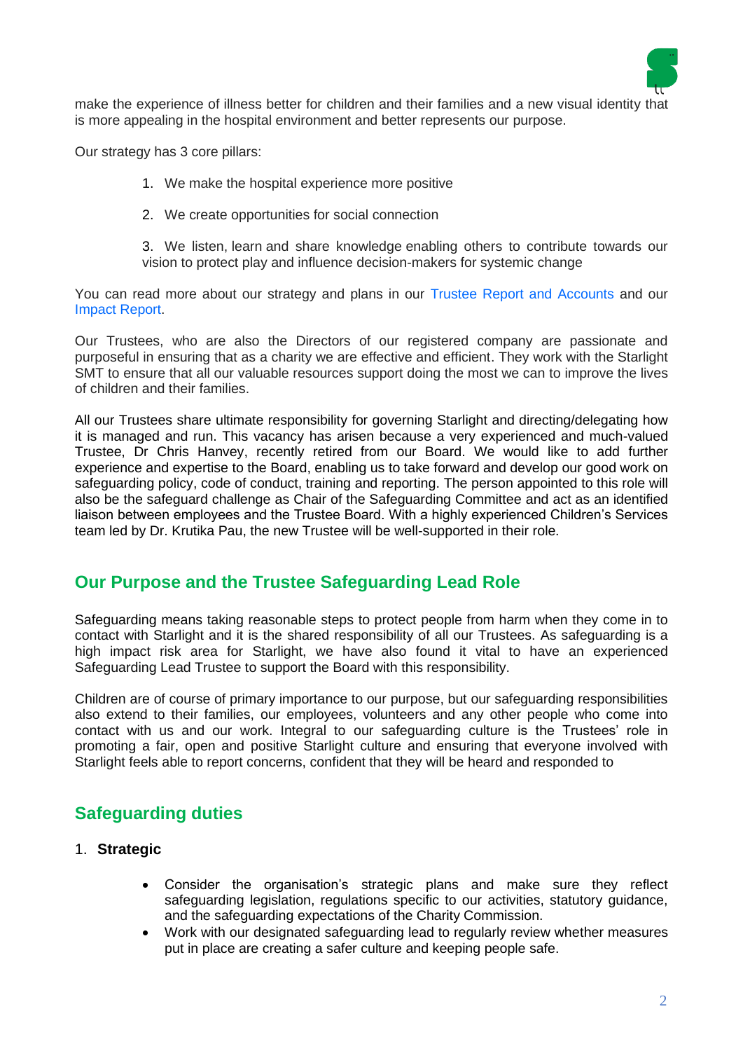make the experience of illness better for children and their families and a new visual identity that is more appealing in the hospital environment and better represents our purpose.

Our strategy has 3 core pillars:

1. We make the hospital experience more positive

2. We create opportunities for social connection

3. We listen, learn and share knowledge enabling others to contribute towards our vision to protect play and influence decision-makers for systemic change

You can read more about our strategy and plans in our Trustee Report and Accounts and our Impact Report.

Our Trustees, who are also the Directors of our registered company are passionate and purposeful in ensuring that as a charity we are effective and efficient. They work with the Starlight SMT to ensure that all our valuable resources support doing the most we can to improve the lives of children and their families.

All our Trustees share ultimate responsibility for governing Starlight and directing/delegating how it is managed and run. This vacancy has arisen because a very experienced and much-valued Trustee, Dr Chris Hanvey, recently retired from our Board. We would like to add further experience and expertise to the Board, enabling us to take forward and develop our good work on safeguarding policy, code of conduct, training and reporting. The person appointed to this role will also be the safeguard challenge as Chair of the Safeguarding Committee and act as an identified liaison between employees and the Trustee Board. With a highly experienced Children's Services team led by Dr. Krutika Pau, the new Trustee will be well-supported in their role.

## Our Purpose and the Trustee Safeguarding Lead Role

Safeguarding means taking reasonable steps to protect people from harm when they come in to contact with Starlight and it is the shared responsibility of all our Trustees. As safeguarding is a high impact risk area for Starlight, we have also found it vital to have an experienced Safeguarding Lead Trustee to support the Board with this responsibility.

Children are of course of primary importance to our purpose, but our safeguarding responsibilities also extend to their families, our employees, volunteers and any other people who come into contact with us and our work. Integral to our safeguarding culture is the Trustees' role in promoting a fair, open and positive Starlight culture and ensuring that everyone involved with Starlight feels able to report concerns, confident that they will be heard and responded to

## Safeguarding duties

1. **Strategic**

   - Consider the organisation's strategic plans and make sure they reflect safeguarding legislation, regulations specific to our activities, statutory guidance, and the safeguarding expectations of the Charity Commission.
   - Work with our designated safeguarding lead to regularly review whether measures put in place are creating a safer culture and keeping people safe.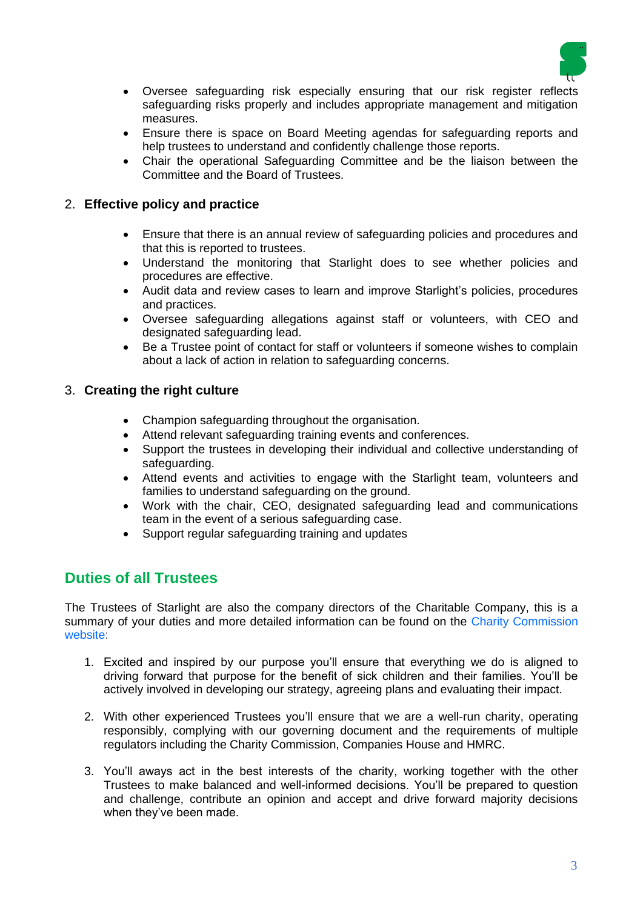- Oversee safeguarding risk especially ensuring that our risk register reflects safeguarding risks properly and includes appropriate management and mitigation measures.
- Ensure there is space on Board Meeting agendas for safeguarding reports and help trustees to understand and confidently challenge those reports.
- Chair the operational Safeguarding Committee and be the liaison between the Committee and the Board of Trustees.

2. **Effective policy and practice**

- Ensure that there is an annual review of safeguarding policies and procedures and that this is reported to trustees.
- Understand the monitoring that Starlight does to see whether policies and procedures are effective.
- Audit data and review cases to learn and improve Starlight's policies, procedures and practices.
- Oversee safeguarding allegations against staff or volunteers, with CEO and designated safeguarding lead.
- Be a Trustee point of contact for staff or volunteers if someone wishes to complain about a lack of action in relation to safeguarding concerns.

3. **Creating the right culture**

- Champion safeguarding throughout the organisation.
- Attend relevant safeguarding training events and conferences.
- Support the trustees in developing their individual and collective understanding of safeguarding.
- Attend events and activities to engage with the Starlight team, volunteers and families to understand safeguarding on the ground.
- Work with the chair, CEO, designated safeguarding lead and communications team in the event of a serious safeguarding case.
- Support regular safeguarding training and updates

## Duties of all Trustees

The Trustees of Starlight are also the company directors of the Charitable Company, this is a summary of your duties and more detailed information can be found on the Charity Commission website:

1. Excited and inspired by our purpose you'll ensure that everything we do is aligned to driving forward that purpose for the benefit of sick children and their families. You'll be actively involved in developing our strategy, agreeing plans and evaluating their impact.

2. With other experienced Trustees you'll ensure that we are a well-run charity, operating responsibly, complying with our governing document and the requirements of multiple regulators including the Charity Commission, Companies House and HMRC.

3. You'll aways act in the best interests of the charity, working together with the other Trustees to make balanced and well-informed decisions. You'll be prepared to question and challenge, contribute an opinion and accept and drive forward majority decisions when they've been made.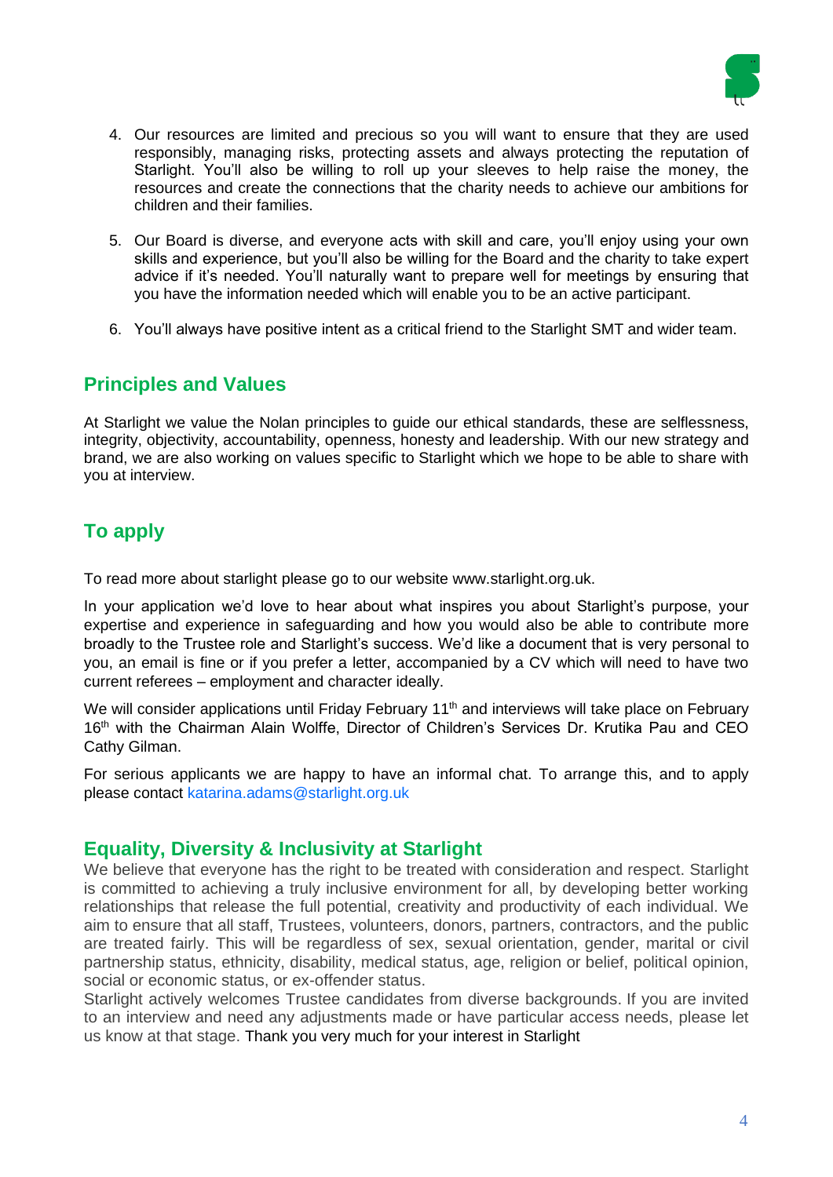4. Our resources are limited and precious so you will want to ensure that they are used responsibly, managing risks, protecting assets and always protecting the reputation of Starlight. You'll also be willing to roll up your sleeves to help raise the money, the resources and create the connections that the charity needs to achieve our ambitions for children and their families.

5. Our Board is diverse, and everyone acts with skill and care, you'll enjoy using your own skills and experience, but you'll also be willing for the Board and the charity to take expert advice if it's needed. You'll naturally want to prepare well for meetings by ensuring that you have the information needed which will enable you to be an active participant.

6. You'll always have positive intent as a critical friend to the Starlight SMT and wider team.

## Principles and Values

At Starlight we value the Nolan principles to guide our ethical standards, these are selflessness, integrity, objectivity, accountability, openness, honesty and leadership. With our new strategy and brand, we are also working on values specific to Starlight which we hope to be able to share with you at interview.

## To apply

To read more about starlight please go to our website www.starlight.org.uk.

In your application we'd love to hear about what inspires you about Starlight's purpose, your expertise and experience in safeguarding and how you would also be able to contribute more broadly to the Trustee role and Starlight's success. We'd like a document that is very personal to you, an email is fine or if you prefer a letter, accompanied by a CV which will need to have two current referees – employment and character ideally.

We will consider applications until Friday February 11th and interviews will take place on February 16th with the Chairman Alain Wolffe, Director of Children's Services Dr. Krutika Pau and CEO Cathy Gilman.

For serious applicants we are happy to have an informal chat. To arrange this, and to apply please contact katarina.adams@starlight.org.uk

## Equality, Diversity & Inclusivity at Starlight

We believe that everyone has the right to be treated with consideration and respect. Starlight is committed to achieving a truly inclusive environment for all, by developing better working relationships that release the full potential, creativity and productivity of each individual. We aim to ensure that all staff, Trustees, volunteers, donors, partners, contractors, and the public are treated fairly. This will be regardless of sex, sexual orientation, gender, marital or civil partnership status, ethnicity, disability, medical status, age, religion or belief, political opinion, social or economic status, or ex-offender status.

Starlight actively welcomes Trustee candidates from diverse backgrounds. If you are invited to an interview and need any adjustments made or have particular access needs, please let us know at that stage. Thank you very much for your interest in Starlight